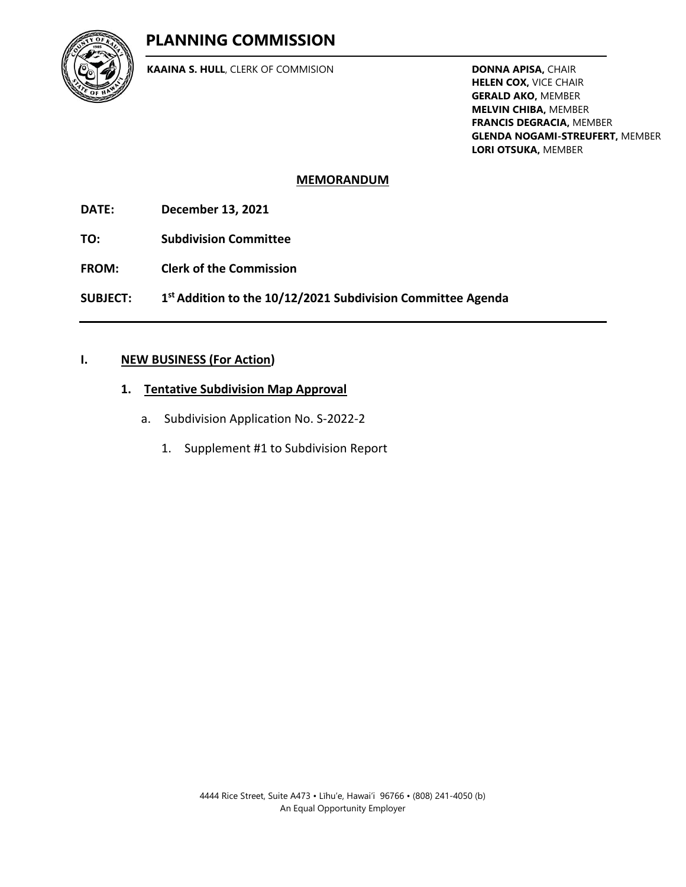# PLANNING COMMISSION

**KAAINA S. HULL**, CLERK OF COMMISION

**DONNA APISA,** CHAIR
**HELEN COX,** VICE CHAIR
**GERALD AKO,** MEMBER
**MELVIN CHIBA,** MEMBER
**FRANCIS DEGRACIA,** MEMBER
**GLENDA NOGAMI-STREUFERT,** MEMBER
**LORI OTSUKA,** MEMBER

## MEMORANDUM

**DATE:** **December 13, 2021**

**TO:** **Subdivision Committee**

**FROM:** **Clerk of the Commission**

**SUBJECT:** **1st Addition to the 10/12/2021 Subdivision Committee Agenda**

---

## I. NEW BUSINESS (For Action)

### 1. Tentative Subdivision Map Approval

a. Subdivision Application No. S-2022-2

1. Supplement #1 to Subdivision Report

4444 Rice Street, Suite A473 • Līhu'e, Hawai'i 96766 • (808) 241-4050 (b)
An Equal Opportunity Employer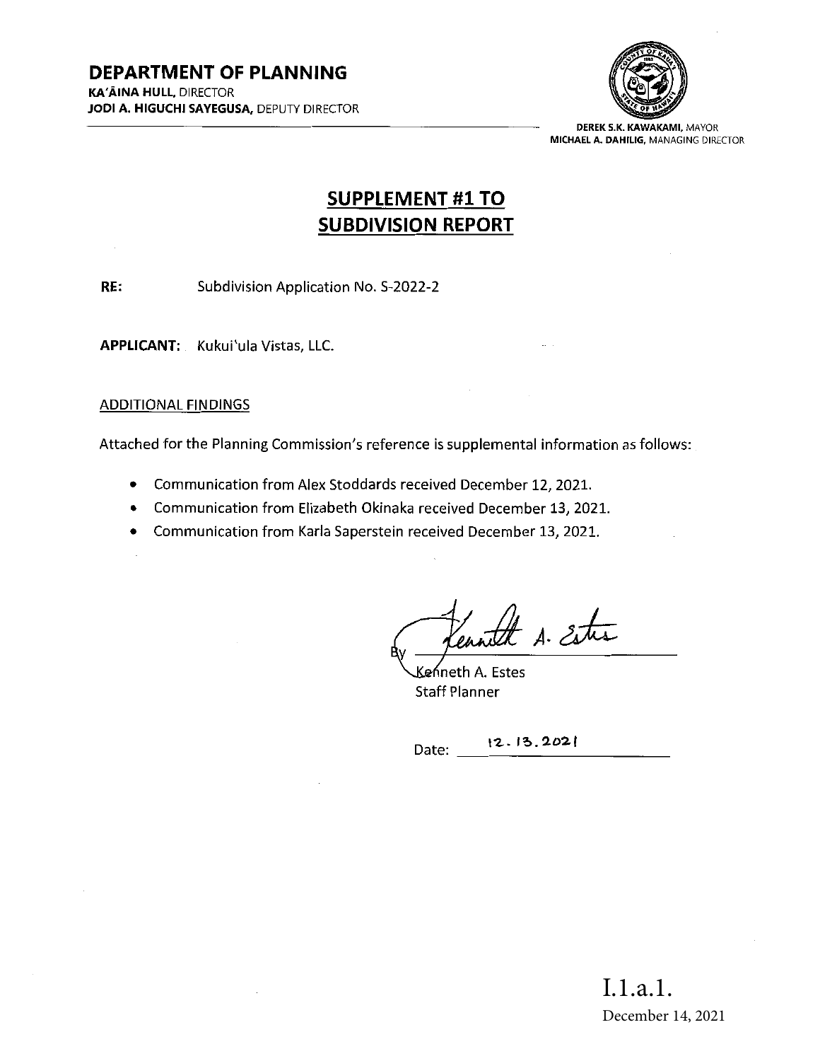**DEPARTMENT OF PLANNING**
**KA'ĀINA HULL,** DIRECTOR
**JODI A. HIGUCHI SAYEGUSA,** DEPUTY DIRECTOR

**DEREK S.K. KAWAKAMI,** MAYOR
**MICHAEL A. DAHILIG,** MANAGING DIRECTOR

# SUPPLEMENT #1 TO SUBDIVISION REPORT

**RE:** Subdivision Application No. S-2022-2

**APPLICANT:** Kukui'ula Vistas, LLC.

ADDITIONAL FINDINGS

Attached for the Planning Commission's reference is supplemental information as follows:

- Communication from Alex Stoddards received December 12, 2021.
- Communication from Elizabeth Okinaka received December 13, 2021.
- Communication from Karla Saperstein received December 13, 2021.

By Kenneth A. Estes
Kenneth A. Estes
Staff Planner

Date: 12.13.2021

I.1.a.1.
December 14, 2021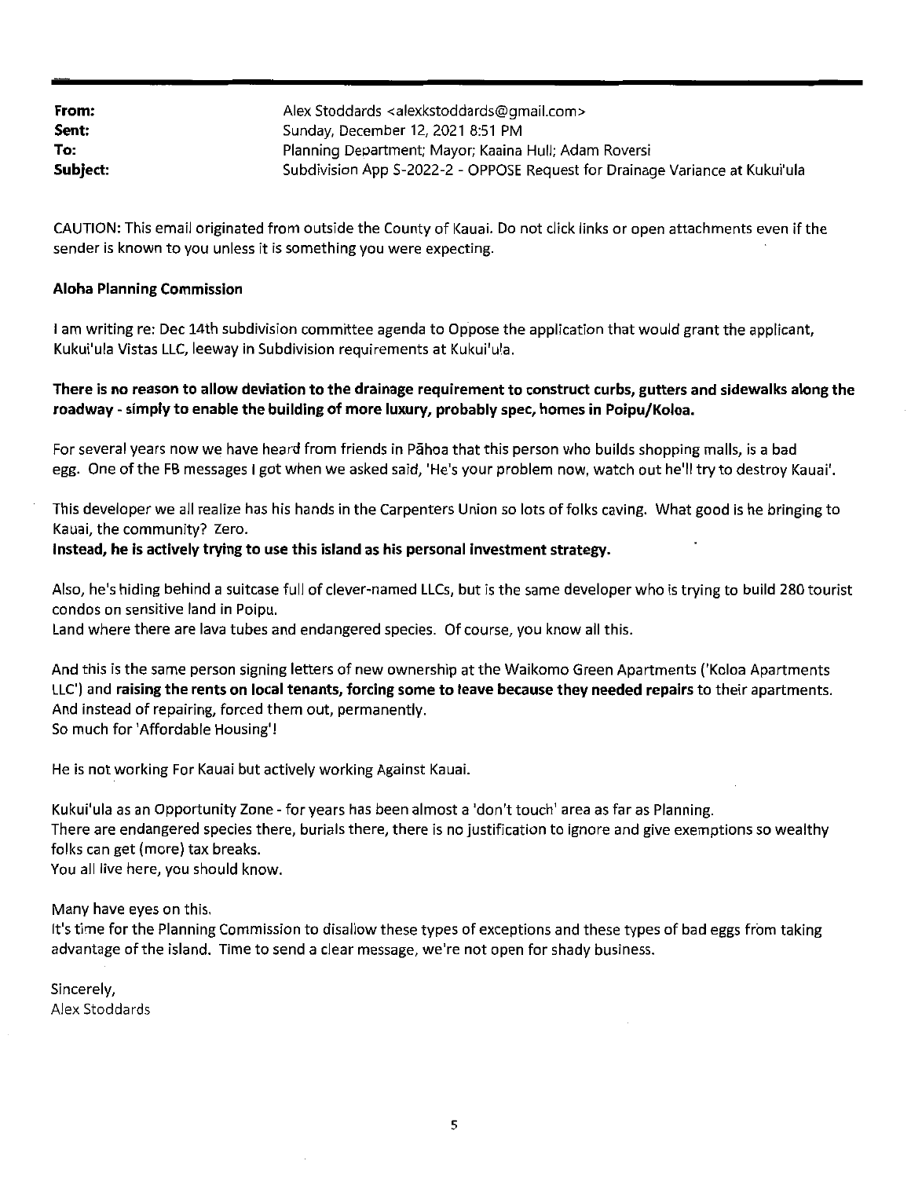| | |
|---|---|
| **From:** | Alex Stoddards <alexkstoddards@gmail.com> |
| **Sent:** | Sunday, December 12, 2021 8:51 PM |
| **To:** | Planning Department; Mayor; Kaaina Hull; Adam Roversi |
| **Subject:** | Subdivision App S-2022-2 - OPPOSE Request for Drainage Variance at Kukui'ula |

CAUTION: This email originated from outside the County of Kauai. Do not click links or open attachments even if the sender is known to you unless it is something you were expecting.

**Aloha Planning Commission**

I am writing re: Dec 14th subdivision committee agenda to Oppose the application that would grant the applicant, Kukui'ula Vistas LLC, leeway in Subdivision requirements at Kukui'ula.

**There is no reason to allow deviation to the drainage requirement to construct curbs, gutters and sidewalks along the roadway - simply to enable the building of more luxury, probably spec, homes in Poipu/Koloa.**

For several years now we have heard from friends in Pāhoa that this person who builds shopping malls, is a bad egg. One of the FB messages I got when we asked said, 'He's your problem now, watch out he'll try to destroy Kauai'.

This developer we all realize has his hands in the Carpenters Union so lots of folks caving. What good is he bringing to Kauai, the community? Zero.
**Instead, he is actively trying to use this island as his personal investment strategy.**

Also, he's hiding behind a suitcase full of clever-named LLCs, but is the same developer who is trying to build 280 tourist condos on sensitive land in Poipu.
Land where there are lava tubes and endangered species. Of course, you know all this.

And this is the same person signing letters of new ownership at the Waikomo Green Apartments ('Koloa Apartments LLC') and **raising the rents on local tenants, forcing some to leave because they needed repairs** to their apartments. And instead of repairing, forced them out, permanently.
So much for 'Affordable Housing'!

He is not working For Kauai but actively working Against Kauai.

Kukui'ula as an Opportunity Zone - for years has been almost a 'don't touch' area as far as Planning.
There are endangered species there, burials there, there is no justification to ignore and give exemptions so wealthy folks can get (more) tax breaks.
You all live here, you should know.

Many have eyes on this.
It's time for the Planning Commission to disallow these types of exceptions and these types of bad eggs from taking advantage of the island. Time to send a clear message, we're not open for shady business.

Sincerely,
Alex Stoddards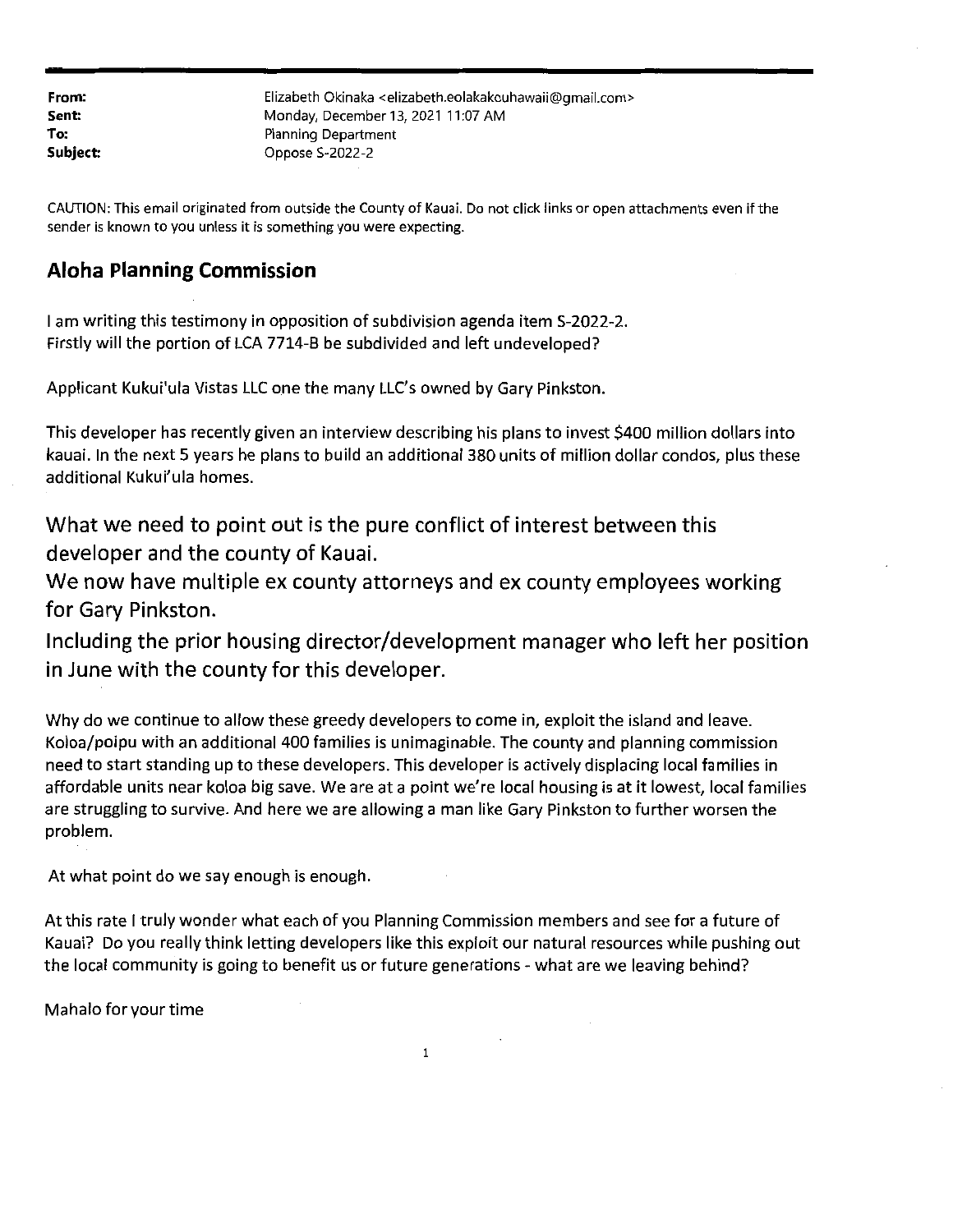**From:** Elizabeth Okinaka <elizabeth.eolakakouhawaii@gmail.com>
**Sent:** Monday, December 13, 2021 11:07 AM
**To:** Planning Department
**Subject:** Oppose S-2022-2

CAUTION: This email originated from outside the County of Kauai. Do not click links or open attachments even if the sender is known to you unless it is something you were expecting.

## Aloha Planning Commission

I am writing this testimony in opposition of subdivision agenda item S-2022-2.
Firstly will the portion of LCA 7714-B be subdivided and left undeveloped?

Applicant Kukui'ula Vistas LLC one the many LLC's owned by Gary Pinkston.

This developer has recently given an interview describing his plans to invest $400 million dollars into kauai. In the next 5 years he plans to build an additional 380 units of million dollar condos, plus these additional Kukui'ula homes.

What we need to point out is the pure conflict of interest between this developer and the county of Kauai.
We now have multiple ex county attorneys and ex county employees working for Gary Pinkston.
Including the prior housing director/development manager who left her position in June with the county for this developer.

Why do we continue to allow these greedy developers to come in, exploit the island and leave. Koloa/poipu with an additional 400 families is unimaginable. The county and planning commission need to start standing up to these developers. This developer is actively displacing local families in affordable units near koloa big save. We are at a point we're local housing is at it lowest, local families are struggling to survive. And here we are allowing a man like Gary Pinkston to further worsen the problem.

At what point do we say enough is enough.

At this rate I truly wonder what each of you Planning Commission members and see for a future of Kauai? Do you really think letting developers like this exploit our natural resources while pushing out the local community is going to benefit us or future generations - what are we leaving behind?

Mahalo for your time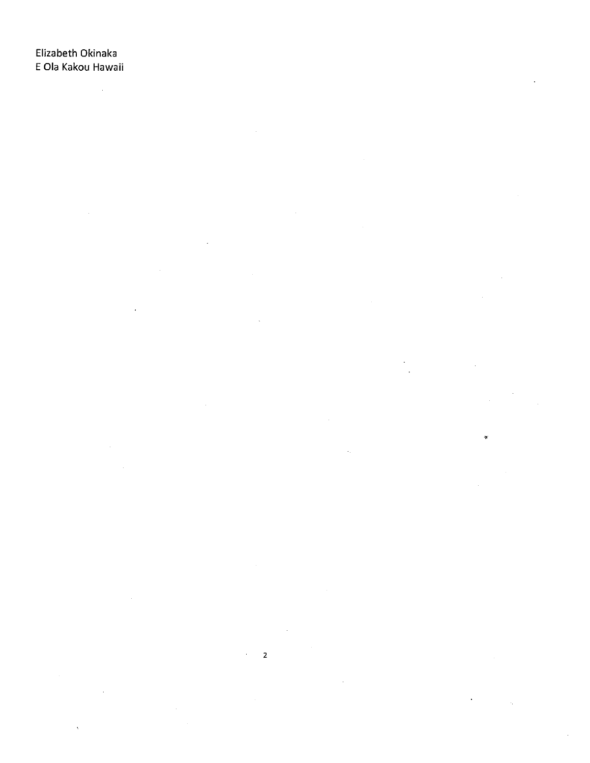Elizabeth Okinaka
E Ola Kakou Hawaii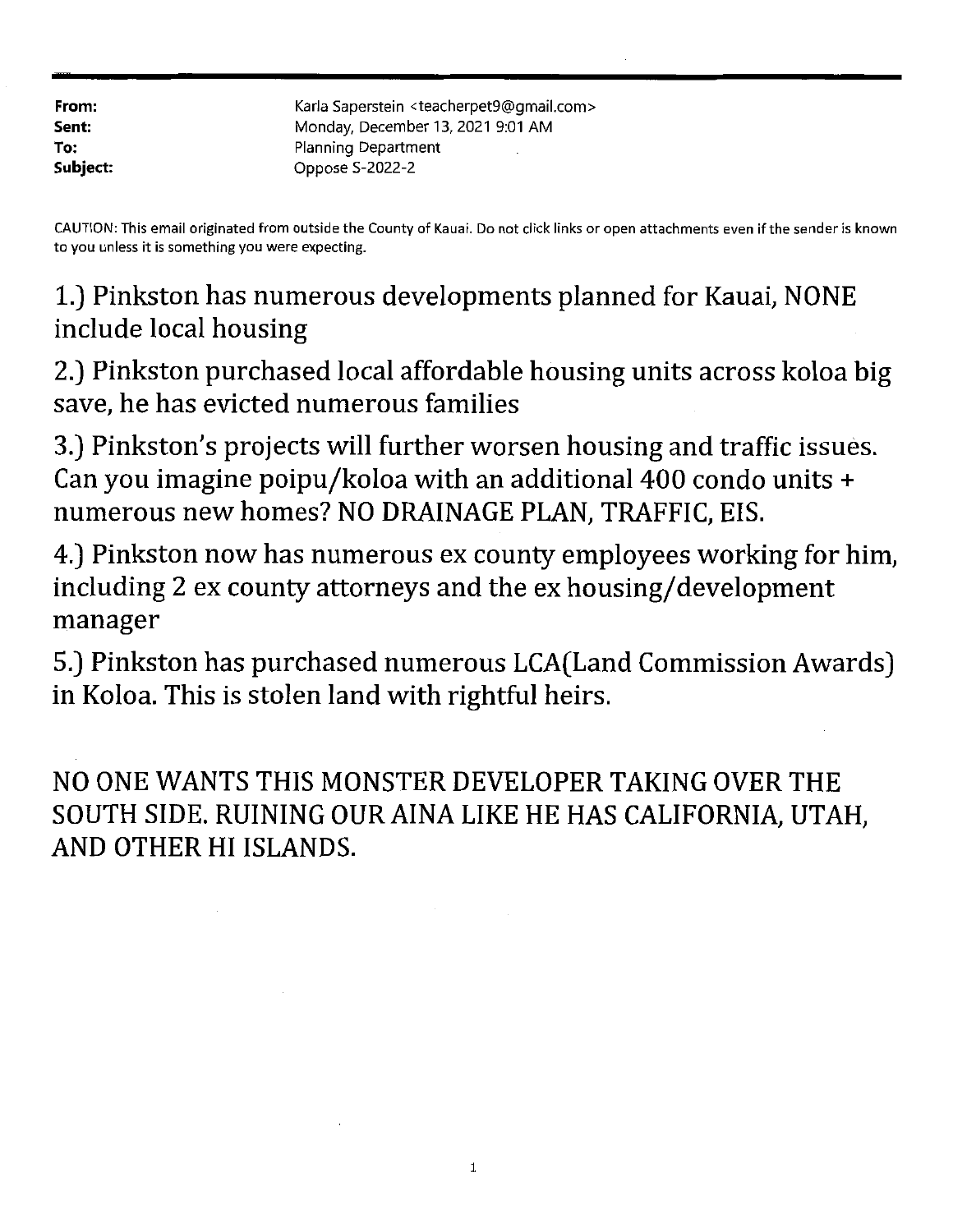**From:** Karla Saperstein <teacherpet9@gmail.com>
**Sent:** Monday, December 13, 2021 9:01 AM
**To:** Planning Department
**Subject:** Oppose S-2022-2

CAUTION: This email originated from outside the County of Kauai. Do not click links or open attachments even if the sender is known to you unless it is something you were expecting.

1.) Pinkston has numerous developments planned for Kauai, NONE include local housing

2.) Pinkston purchased local affordable housing units across koloa big save, he has evicted numerous families

3.) Pinkston's projects will further worsen housing and traffic issues. Can you imagine poipu/koloa with an additional 400 condo units + numerous new homes? NO DRAINAGE PLAN, TRAFFIC, EIS.

4.) Pinkston now has numerous ex county employees working for him, including 2 ex county attorneys and the ex housing/development manager

5.) Pinkston has purchased numerous LCA(Land Commission Awards) in Koloa. This is stolen land with rightful heirs.

NO ONE WANTS THIS MONSTER DEVELOPER TAKING OVER THE SOUTH SIDE. RUINING OUR AINA LIKE HE HAS CALIFORNIA, UTAH, AND OTHER HI ISLANDS.